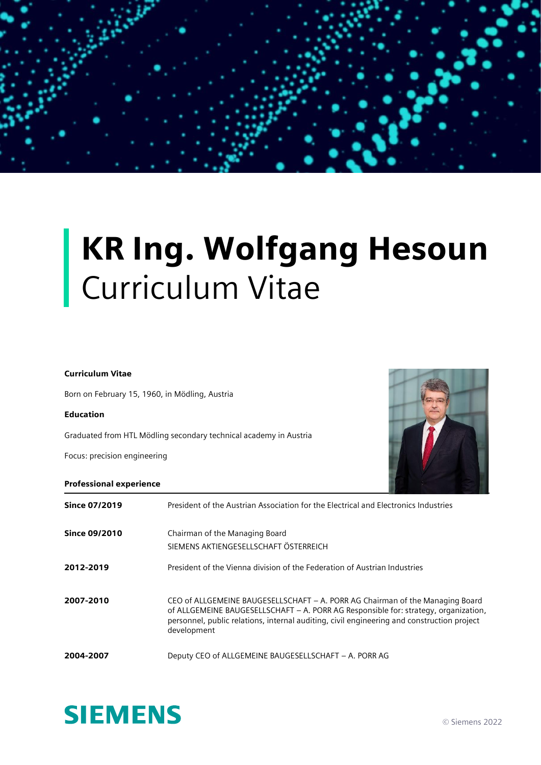# **KR Ing. Wolfgang Hesoun**
## Curriculum Vitae

**Curriculum Vitae**

Born on February 15, 1960, in Mödling, Austria

**Education**

Graduated from HTL Mödling secondary technical academy in Austria

Focus: precision engineering

**Professional experience**

| | |
|---|---|
| **Since 07/2019** | President of the Austrian Association for the Electrical and Electronics Industries |
| **Since 09/2010** | Chairman of the Managing Board<br>SIEMENS AKTIENGESELLSCHAFT ÖSTERREICH |
| **2012-2019** | President of the Vienna division of the Federation of Austrian Industries |
| **2007-2010** | CEO of ALLGEMEINE BAUGESELLSCHAFT – A. PORR AG Chairman of the Managing Board of ALLGEMEINE BAUGESELLSCHAFT – A. PORR AG Responsible for: strategy, organization, personnel, public relations, internal auditing, civil engineering and construction project development |
| **2004-2007** | Deputy CEO of ALLGEMEINE BAUGESELLSCHAFT – A. PORR AG |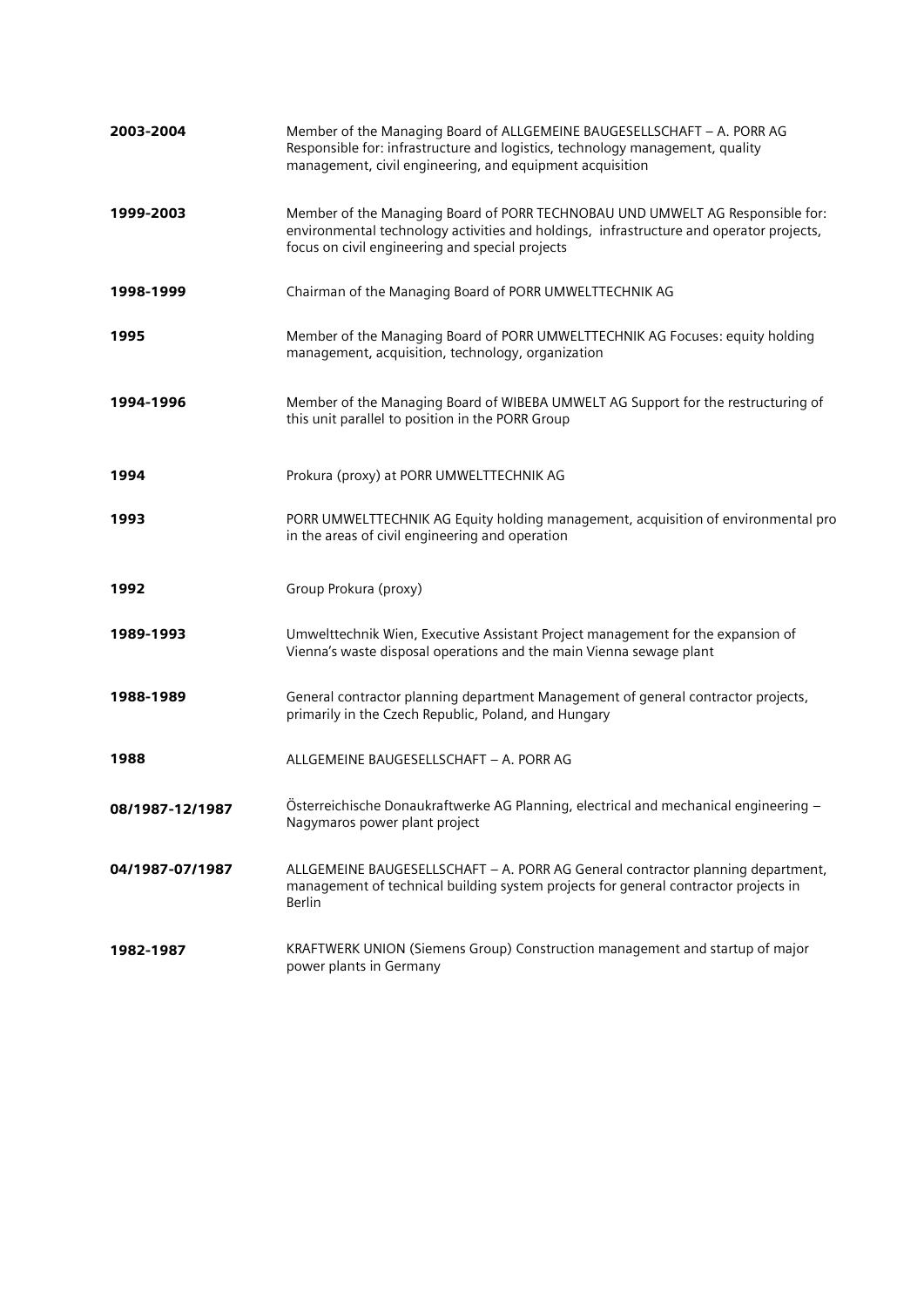| | |
|---|---|
| **2003-2004** | Member of the Managing Board of ALLGEMEINE BAUGESELLSCHAFT – A. PORR AG Responsible for: infrastructure and logistics, technology management, quality management, civil engineering, and equipment acquisition |
| **1999-2003** | Member of the Managing Board of PORR TECHNOBAU UND UMWELT AG Responsible for: environmental technology activities and holdings, infrastructure and operator projects, focus on civil engineering and special projects |
| **1998-1999** | Chairman of the Managing Board of PORR UMWELTTECHNIK AG |
| **1995** | Member of the Managing Board of PORR UMWELTTECHNIK AG Focuses: equity holding management, acquisition, technology, organization |
| **1994-1996** | Member of the Managing Board of WIBEBA UMWELT AG Support for the restructuring of this unit parallel to position in the PORR Group |
| **1994** | Prokura (proxy) at PORR UMWELTTECHNIK AG |
| **1993** | PORR UMWELTTECHNIK AG Equity holding management, acquisition of environmental pro in the areas of civil engineering and operation |
| **1992** | Group Prokura (proxy) |
| **1989-1993** | Umwelttechnik Wien, Executive Assistant Project management for the expansion of Vienna's waste disposal operations and the main Vienna sewage plant |
| **1988-1989** | General contractor planning department Management of general contractor projects, primarily in the Czech Republic, Poland, and Hungary |
| **1988** | ALLGEMEINE BAUGESELLSCHAFT – A. PORR AG |
| **08/1987-12/1987** | Österreichische Donaukraftwerke AG Planning, electrical and mechanical engineering – Nagymaros power plant project |
| **04/1987-07/1987** | ALLGEMEINE BAUGESELLSCHAFT – A. PORR AG General contractor planning department, management of technical building system projects for general contractor projects in Berlin |
| **1982-1987** | KRAFTWERK UNION (Siemens Group) Construction management and startup of major power plants in Germany |